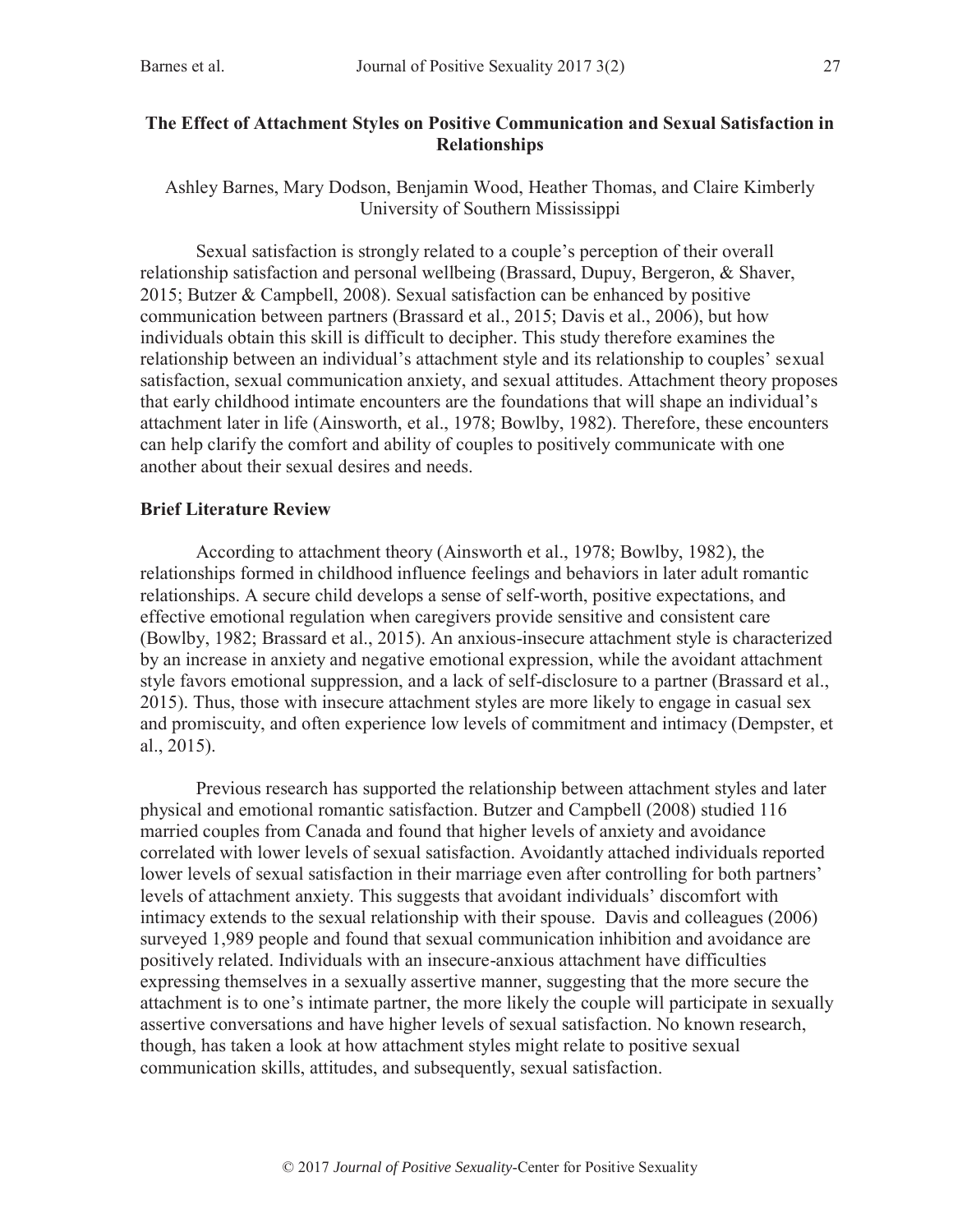# The Effect of Attachment Styles on Positive Communication and Sexual Satisfaction in Relationships

Ashley Barnes, Mary Dodson, Benjamin Wood, Heather Thomas, and Claire Kimberly
University of Southern Mississippi

Sexual satisfaction is strongly related to a couple's perception of their overall relationship satisfaction and personal wellbeing (Brassard, Dupuy, Bergeron, & Shaver, 2015; Butzer & Campbell, 2008). Sexual satisfaction can be enhanced by positive communication between partners (Brassard et al., 2015; Davis et al., 2006), but how individuals obtain this skill is difficult to decipher. This study therefore examines the relationship between an individual's attachment style and its relationship to couples' sexual satisfaction, sexual communication anxiety, and sexual attitudes. Attachment theory proposes that early childhood intimate encounters are the foundations that will shape an individual's attachment later in life (Ainsworth, et al., 1978; Bowlby, 1982). Therefore, these encounters can help clarify the comfort and ability of couples to positively communicate with one another about their sexual desires and needs.

## Brief Literature Review

According to attachment theory (Ainsworth et al., 1978; Bowlby, 1982), the relationships formed in childhood influence feelings and behaviors in later adult romantic relationships. A secure child develops a sense of self-worth, positive expectations, and effective emotional regulation when caregivers provide sensitive and consistent care (Bowlby, 1982; Brassard et al., 2015). An anxious-insecure attachment style is characterized by an increase in anxiety and negative emotional expression, while the avoidant attachment style favors emotional suppression, and a lack of self-disclosure to a partner (Brassard et al., 2015). Thus, those with insecure attachment styles are more likely to engage in casual sex and promiscuity, and often experience low levels of commitment and intimacy (Dempster, et al., 2015).

Previous research has supported the relationship between attachment styles and later physical and emotional romantic satisfaction. Butzer and Campbell (2008) studied 116 married couples from Canada and found that higher levels of anxiety and avoidance correlated with lower levels of sexual satisfaction. Avoidantly attached individuals reported lower levels of sexual satisfaction in their marriage even after controlling for both partners' levels of attachment anxiety. This suggests that avoidant individuals' discomfort with intimacy extends to the sexual relationship with their spouse. Davis and colleagues (2006) surveyed 1,989 people and found that sexual communication inhibition and avoidance are positively related. Individuals with an insecure-anxious attachment have difficulties expressing themselves in a sexually assertive manner, suggesting that the more secure the attachment is to one's intimate partner, the more likely the couple will participate in sexually assertive conversations and have higher levels of sexual satisfaction. No known research, though, has taken a look at how attachment styles might relate to positive sexual communication skills, attitudes, and subsequently, sexual satisfaction.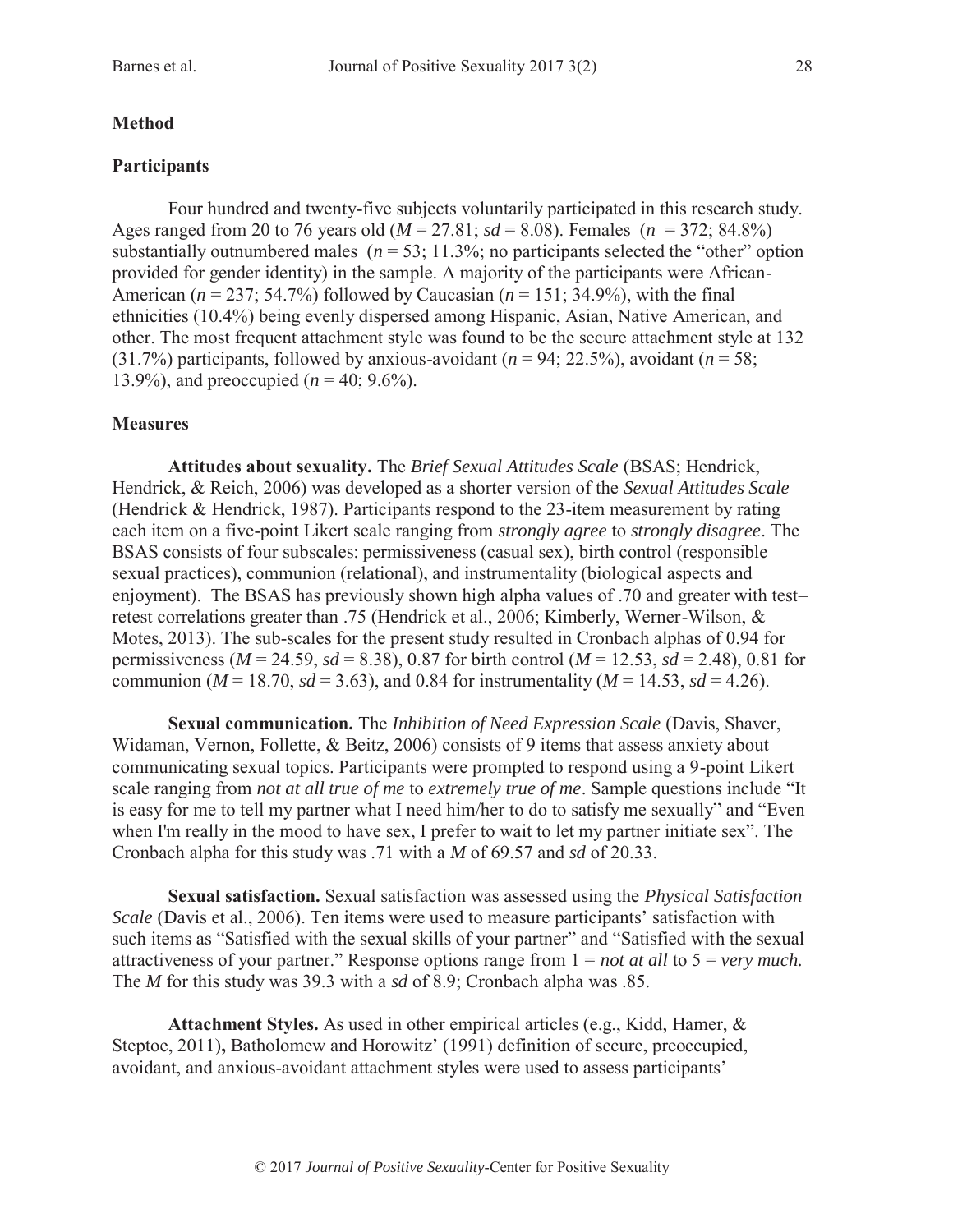## Method

### Participants

Four hundred and twenty-five subjects voluntarily participated in this research study. Ages ranged from 20 to 76 years old ($M = 27.81$; $sd = 8.08$). Females ($n = 372$; 84.8%) substantially outnumbered males ($n = 53$; 11.3%; no participants selected the "other" option provided for gender identity) in the sample. A majority of the participants were African-American ($n = 237$; 54.7%) followed by Caucasian ($n = 151$; 34.9%), with the final ethnicities (10.4%) being evenly dispersed among Hispanic, Asian, Native American, and other. The most frequent attachment style was found to be the secure attachment style at 132 (31.7%) participants, followed by anxious-avoidant ($n = 94$; 22.5%), avoidant ($n = 58$; 13.9%), and preoccupied ($n = 40$; 9.6%).

### Measures

**Attitudes about sexuality.** The *Brief Sexual Attitudes Scale* (BSAS; Hendrick, Hendrick, & Reich, 2006) was developed as a shorter version of the *Sexual Attitudes Scale* (Hendrick & Hendrick, 1987). Participants respond to the 23-item measurement by rating each item on a five-point Likert scale ranging from *strongly agree* to *strongly disagree*. The BSAS consists of four subscales: permissiveness (casual sex), birth control (responsible sexual practices), communion (relational), and instrumentality (biological aspects and enjoyment). The BSAS has previously shown high alpha values of .70 and greater with test–retest correlations greater than .75 (Hendrick et al., 2006; Kimberly, Werner-Wilson, & Motes, 2013). The sub-scales for the present study resulted in Cronbach alphas of 0.94 for permissiveness ($M = 24.59$, $sd = 8.38$), 0.87 for birth control ($M = 12.53$, $sd = 2.48$), 0.81 for communion ($M = 18.70$, $sd = 3.63$), and 0.84 for instrumentality ($M = 14.53$, $sd = 4.26$).

**Sexual communication.** The *Inhibition of Need Expression Scale* (Davis, Shaver, Widaman, Vernon, Follette, & Beitz, 2006) consists of 9 items that assess anxiety about communicating sexual topics. Participants were prompted to respond using a 9-point Likert scale ranging from *not at all true of me* to *extremely true of me*. Sample questions include "It is easy for me to tell my partner what I need him/her to do to satisfy me sexually" and "Even when I'm really in the mood to have sex, I prefer to wait to let my partner initiate sex". The Cronbach alpha for this study was .71 with a $M$ of 69.57 and $sd$ of 20.33.

**Sexual satisfaction.** Sexual satisfaction was assessed using the *Physical Satisfaction Scale* (Davis et al., 2006). Ten items were used to measure participants' satisfaction with such items as "Satisfied with the sexual skills of your partner" and "Satisfied with the sexual attractiveness of your partner." Response options range from 1 = *not at all* to 5 = *very much.* The $M$ for this study was 39.3 with a $sd$ of 8.9; Cronbach alpha was .85.

**Attachment Styles.** As used in other empirical articles (e.g., Kidd, Hamer, & Steptoe, 2011)**,** Batholomew and Horowitz' (1991) definition of secure, preoccupied, avoidant, and anxious-avoidant attachment styles were used to assess participants'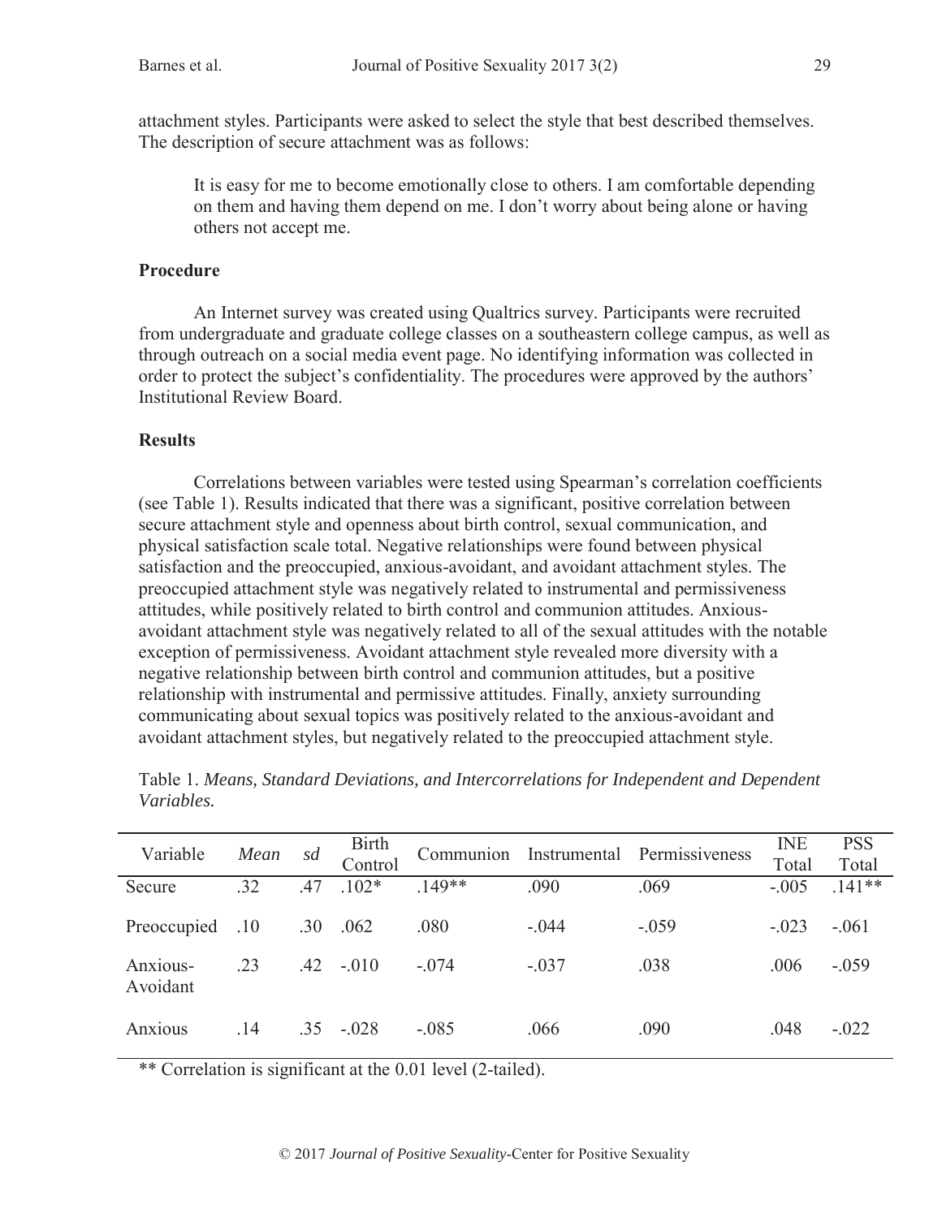attachment styles. Participants were asked to select the style that best described themselves. The description of secure attachment was as follows:

> It is easy for me to become emotionally close to others. I am comfortable depending on them and having them depend on me. I don't worry about being alone or having others not accept me.

### Procedure

An Internet survey was created using Qualtrics survey. Participants were recruited from undergraduate and graduate college classes on a southeastern college campus, as well as through outreach on a social media event page. No identifying information was collected in order to protect the subject's confidentiality. The procedures were approved by the authors' Institutional Review Board.

### Results

Correlations between variables were tested using Spearman's correlation coefficients (see Table 1). Results indicated that there was a significant, positive correlation between secure attachment style and openness about birth control, sexual communication, and physical satisfaction scale total. Negative relationships were found between physical satisfaction and the preoccupied, anxious-avoidant, and avoidant attachment styles. The preoccupied attachment style was negatively related to instrumental and permissiveness attitudes, while positively related to birth control and communion attitudes. Anxious-avoidant attachment style was negatively related to all of the sexual attitudes with the notable exception of permissiveness. Avoidant attachment style revealed more diversity with a negative relationship between birth control and communion attitudes, but a positive relationship with instrumental and permissive attitudes. Finally, anxiety surrounding communicating about sexual topics was positively related to the anxious-avoidant and avoidant attachment styles, but negatively related to the preoccupied attachment style.

Table 1. *Means, Standard Deviations, and Intercorrelations for Independent and Dependent Variables.*

| Variable | *Mean* | *sd* | Birth Control | Communion | Instrumental | Permissiveness | INE Total | PSS Total |
|---|---|---|---|---|---|---|---|---|
| Secure | .32 | .47 | .102* | .149** | .090 | .069 | -.005 | .141** |
| Preoccupied | .10 | .30 | .062 | .080 | -.044 | -.059 | -.023 | -.061 |
| Anxious-Avoidant | .23 | .42 | -.010 | -.074 | -.037 | .038 | .006 | -.059 |
| Anxious | .14 | .35 | -.028 | -.085 | .066 | .090 | .048 | -.022 |

** Correlation is significant at the 0.01 level (2-tailed).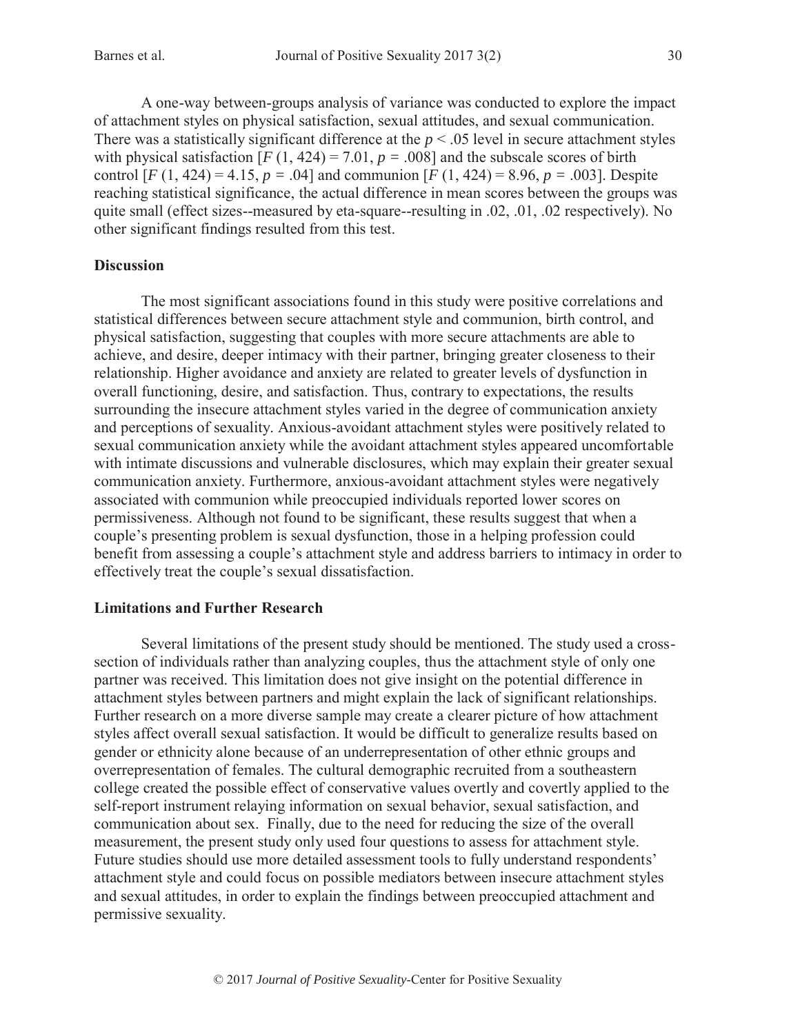A one-way between-groups analysis of variance was conducted to explore the impact of attachment styles on physical satisfaction, sexual attitudes, and sexual communication. There was a statistically significant difference at the $p < .05$ level in secure attachment styles with physical satisfaction [$F$ (1, 424) = 7.01, $p$ = .008] and the subscale scores of birth control [$F$ (1, 424) = 4.15, $p$ = .04] and communion [$F$ (1, 424) = 8.96, $p$ = .003]. Despite reaching statistical significance, the actual difference in mean scores between the groups was quite small (effect sizes--measured by eta-square--resulting in .02, .01, .02 respectively). No other significant findings resulted from this test.

## Discussion

The most significant associations found in this study were positive correlations and statistical differences between secure attachment style and communion, birth control, and physical satisfaction, suggesting that couples with more secure attachments are able to achieve, and desire, deeper intimacy with their partner, bringing greater closeness to their relationship. Higher avoidance and anxiety are related to greater levels of dysfunction in overall functioning, desire, and satisfaction. Thus, contrary to expectations, the results surrounding the insecure attachment styles varied in the degree of communication anxiety and perceptions of sexuality. Anxious-avoidant attachment styles were positively related to sexual communication anxiety while the avoidant attachment styles appeared uncomfortable with intimate discussions and vulnerable disclosures, which may explain their greater sexual communication anxiety. Furthermore, anxious-avoidant attachment styles were negatively associated with communion while preoccupied individuals reported lower scores on permissiveness. Although not found to be significant, these results suggest that when a couple's presenting problem is sexual dysfunction, those in a helping profession could benefit from assessing a couple's attachment style and address barriers to intimacy in order to effectively treat the couple's sexual dissatisfaction.

## Limitations and Further Research

Several limitations of the present study should be mentioned. The study used a cross-section of individuals rather than analyzing couples, thus the attachment style of only one partner was received. This limitation does not give insight on the potential difference in attachment styles between partners and might explain the lack of significant relationships. Further research on a more diverse sample may create a clearer picture of how attachment styles affect overall sexual satisfaction. It would be difficult to generalize results based on gender or ethnicity alone because of an underrepresentation of other ethnic groups and overrepresentation of females. The cultural demographic recruited from a southeastern college created the possible effect of conservative values overtly and covertly applied to the self-report instrument relaying information on sexual behavior, sexual satisfaction, and communication about sex. Finally, due to the need for reducing the size of the overall measurement, the present study only used four questions to assess for attachment style. Future studies should use more detailed assessment tools to fully understand respondents' attachment style and could focus on possible mediators between insecure attachment styles and sexual attitudes, in order to explain the findings between preoccupied attachment and permissive sexuality.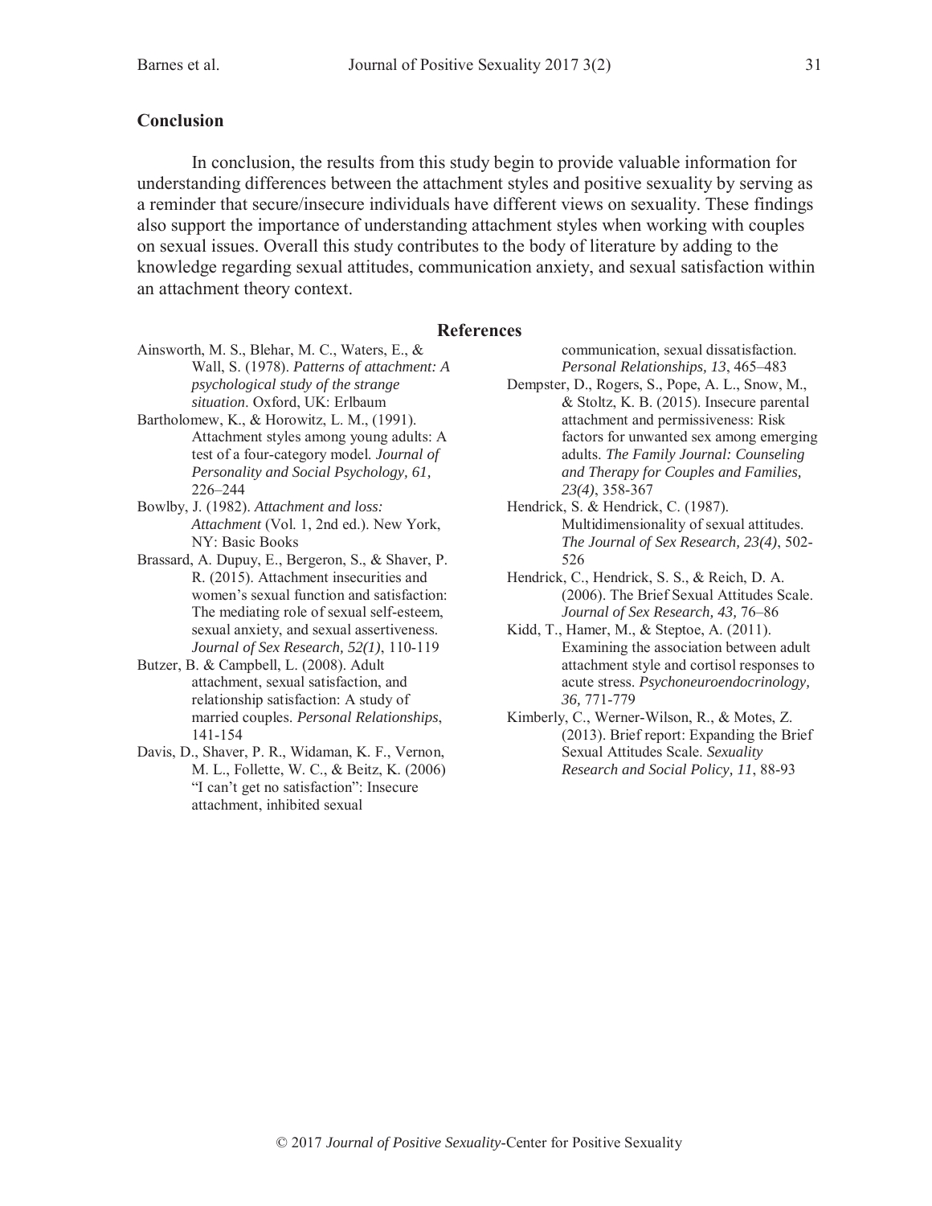## Conclusion

In conclusion, the results from this study begin to provide valuable information for understanding differences between the attachment styles and positive sexuality by serving as a reminder that secure/insecure individuals have different views on sexuality. These findings also support the importance of understanding attachment styles when working with couples on sexual issues. Overall this study contributes to the body of literature by adding to the knowledge regarding sexual attitudes, communication anxiety, and sexual satisfaction within an attachment theory context.

## References

Ainsworth, M. S., Blehar, M. C., Waters, E., & Wall, S. (1978). *Patterns of attachment: A psychological study of the strange situation*. Oxford, UK: Erlbaum

Bartholomew, K., & Horowitz, L. M., (1991). Attachment styles among young adults: A test of a four-category model. *Journal of Personality and Social Psychology, 61,* 226–244

Bowlby, J. (1982). *Attachment and loss: Attachment* (Vol. 1, 2nd ed.). New York, NY: Basic Books

Brassard, A. Dupuy, E., Bergeron, S., & Shaver, P. R. (2015). Attachment insecurities and women's sexual function and satisfaction: The mediating role of sexual self-esteem, sexual anxiety, and sexual assertiveness. *Journal of Sex Research, 52(1)*, 110-119

Butzer, B. & Campbell, L. (2008). Adult attachment, sexual satisfaction, and relationship satisfaction: A study of married couples. *Personal Relationships*, 141-154

Davis, D., Shaver, P. R., Widaman, K. F., Vernon, M. L., Follette, W. C., & Beitz, K. (2006) "I can't get no satisfaction": Insecure attachment, inhibited sexual communication, sexual dissatisfaction. *Personal Relationships, 13*, 465–483

Dempster, D., Rogers, S., Pope, A. L., Snow, M., & Stoltz, K. B. (2015). Insecure parental attachment and permissiveness: Risk factors for unwanted sex among emerging adults. *The Family Journal: Counseling and Therapy for Couples and Families, 23(4)*, 358-367

Hendrick, S. & Hendrick, C. (1987). Multidimensionality of sexual attitudes. *The Journal of Sex Research, 23(4)*, 502-526

Hendrick, C., Hendrick, S. S., & Reich, D. A. (2006). The Brief Sexual Attitudes Scale. *Journal of Sex Research, 43,* 76–86

Kidd, T., Hamer, M., & Steptoe, A. (2011). Examining the association between adult attachment style and cortisol responses to acute stress. *Psychoneuroendocrinology, 36,* 771-779

Kimberly, C., Werner-Wilson, R., & Motes, Z. (2013). Brief report: Expanding the Brief Sexual Attitudes Scale. *Sexuality Research and Social Policy, 11*, 88-93